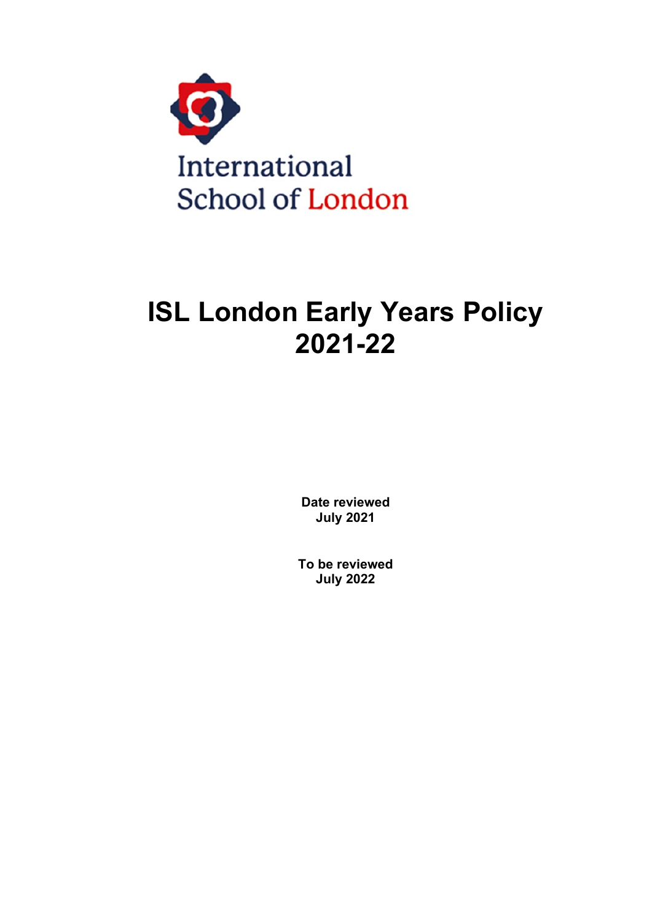International School of London

# ISL London Early Years Policy 2021-22

**Date reviewed**
**July 2021**

**To be reviewed**
**July 2022**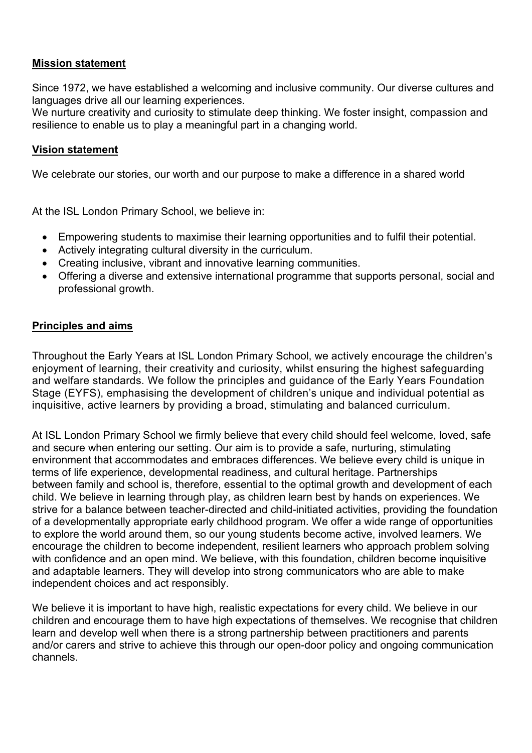## Mission statement

Since 1972, we have established a welcoming and inclusive community. Our diverse cultures and languages drive all our learning experiences.
We nurture creativity and curiosity to stimulate deep thinking. We foster insight, compassion and resilience to enable us to play a meaningful part in a changing world.

## Vision statement

We celebrate our stories, our worth and our purpose to make a difference in a shared world

At the ISL London Primary School, we believe in:

- Empowering students to maximise their learning opportunities and to fulfil their potential.
- Actively integrating cultural diversity in the curriculum.
- Creating inclusive, vibrant and innovative learning communities.
- Offering a diverse and extensive international programme that supports personal, social and professional growth.

## Principles and aims

Throughout the Early Years at ISL London Primary School, we actively encourage the children's enjoyment of learning, their creativity and curiosity, whilst ensuring the highest safeguarding and welfare standards. We follow the principles and guidance of the Early Years Foundation Stage (EYFS), emphasising the development of children's unique and individual potential as inquisitive, active learners by providing a broad, stimulating and balanced curriculum.

At ISL London Primary School we firmly believe that every child should feel welcome, loved, safe and secure when entering our setting. Our aim is to provide a safe, nurturing, stimulating environment that accommodates and embraces differences. We believe every child is unique in terms of life experience, developmental readiness, and cultural heritage. Partnerships between family and school is, therefore, essential to the optimal growth and development of each child. We believe in learning through play, as children learn best by hands on experiences. We strive for a balance between teacher-directed and child-initiated activities, providing the foundation of a developmentally appropriate early childhood program. We offer a wide range of opportunities to explore the world around them, so our young students become active, involved learners. We encourage the children to become independent, resilient learners who approach problem solving with confidence and an open mind. We believe, with this foundation, children become inquisitive and adaptable learners. They will develop into strong communicators who are able to make independent choices and act responsibly.

We believe it is important to have high, realistic expectations for every child. We believe in our children and encourage them to have high expectations of themselves. We recognise that children learn and develop well when there is a strong partnership between practitioners and parents and/or carers and strive to achieve this through our open-door policy and ongoing communication channels.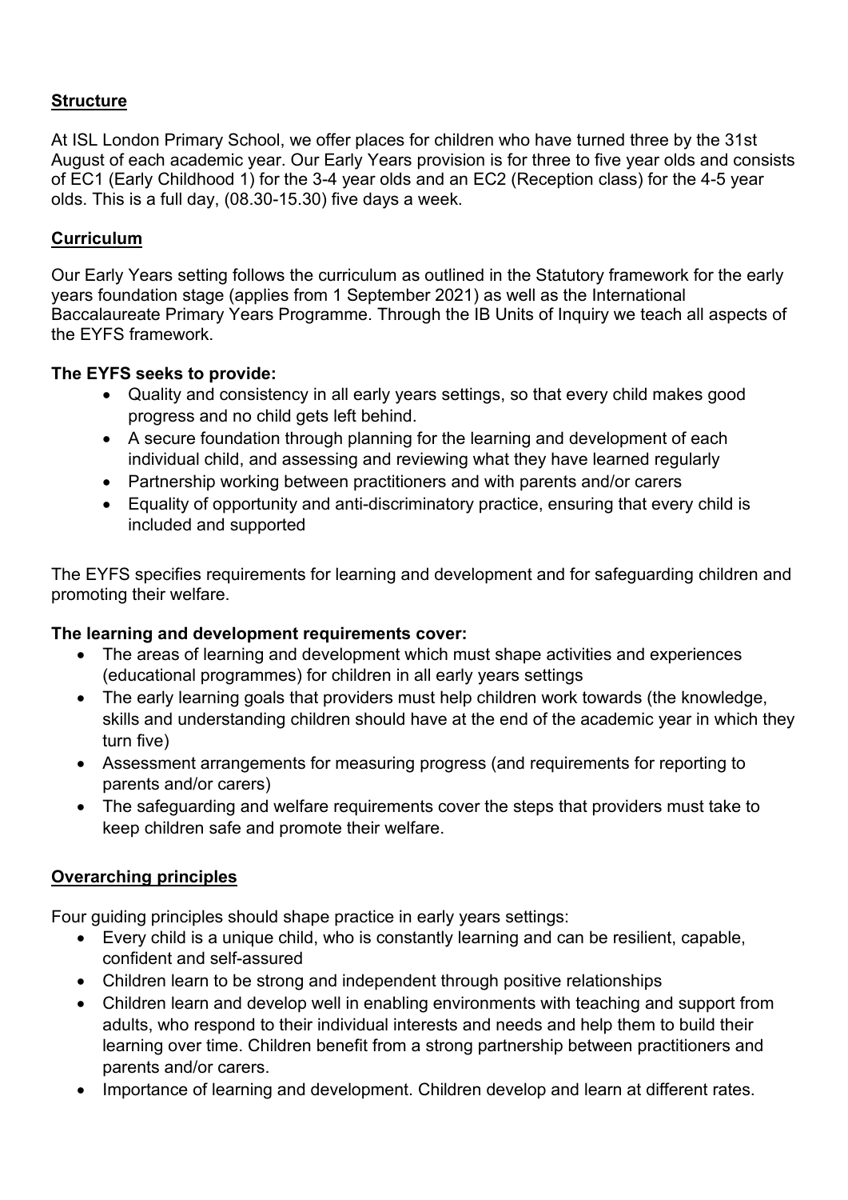## Structure

At ISL London Primary School, we offer places for children who have turned three by the 31st August of each academic year. Our Early Years provision is for three to five year olds and consists of EC1 (Early Childhood 1) for the 3-4 year olds and an EC2 (Reception class) for the 4-5 year olds. This is a full day, (08.30-15.30) five days a week.

## Curriculum

Our Early Years setting follows the curriculum as outlined in the Statutory framework for the early years foundation stage (applies from 1 September 2021) as well as the International Baccalaureate Primary Years Programme. Through the IB Units of Inquiry we teach all aspects of the EYFS framework.

**The EYFS seeks to provide:**

- Quality and consistency in all early years settings, so that every child makes good progress and no child gets left behind.
- A secure foundation through planning for the learning and development of each individual child, and assessing and reviewing what they have learned regularly
- Partnership working between practitioners and with parents and/or carers
- Equality of opportunity and anti-discriminatory practice, ensuring that every child is included and supported

The EYFS specifies requirements for learning and development and for safeguarding children and promoting their welfare.

**The learning and development requirements cover:**

- The areas of learning and development which must shape activities and experiences (educational programmes) for children in all early years settings
- The early learning goals that providers must help children work towards (the knowledge, skills and understanding children should have at the end of the academic year in which they turn five)
- Assessment arrangements for measuring progress (and requirements for reporting to parents and/or carers)
- The safeguarding and welfare requirements cover the steps that providers must take to keep children safe and promote their welfare.

## Overarching principles

Four guiding principles should shape practice in early years settings:

- Every child is a unique child, who is constantly learning and can be resilient, capable, confident and self-assured
- Children learn to be strong and independent through positive relationships
- Children learn and develop well in enabling environments with teaching and support from adults, who respond to their individual interests and needs and help them to build their learning over time. Children benefit from a strong partnership between practitioners and parents and/or carers.
- Importance of learning and development. Children develop and learn at different rates.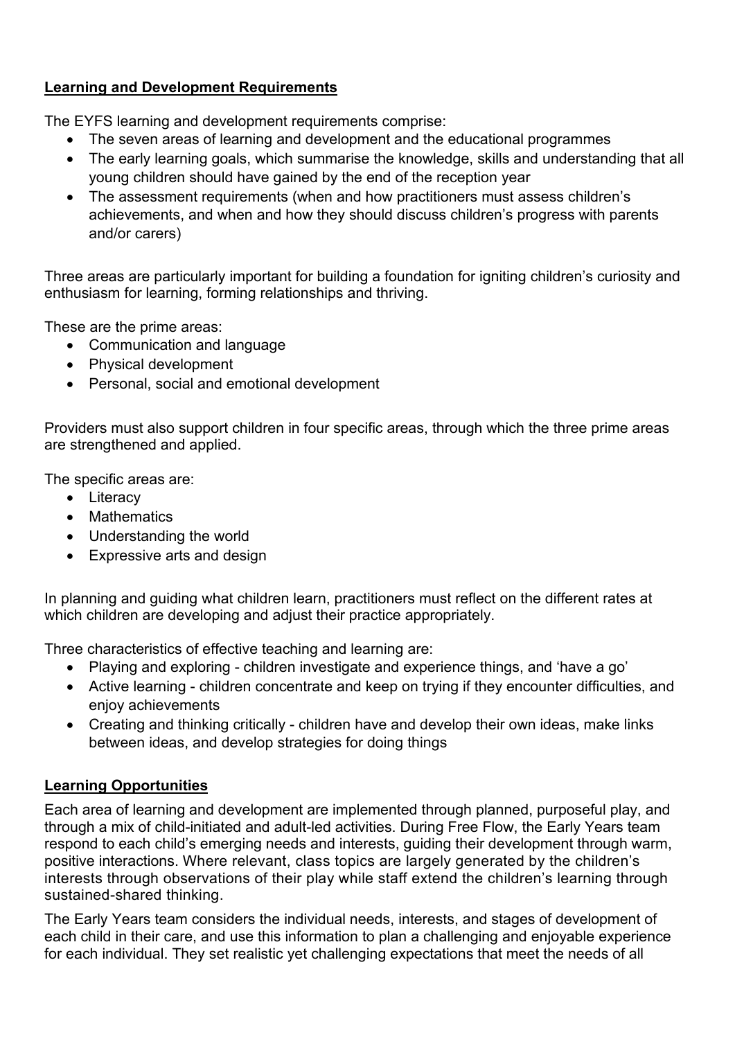## **Learning and Development Requirements**

The EYFS learning and development requirements comprise:

- The seven areas of learning and development and the educational programmes
- The early learning goals, which summarise the knowledge, skills and understanding that all young children should have gained by the end of the reception year
- The assessment requirements (when and how practitioners must assess children's achievements, and when and how they should discuss children's progress with parents and/or carers)

Three areas are particularly important for building a foundation for igniting children's curiosity and enthusiasm for learning, forming relationships and thriving.

These are the prime areas:

- Communication and language
- Physical development
- Personal, social and emotional development

Providers must also support children in four specific areas, through which the three prime areas are strengthened and applied.

The specific areas are:

- Literacy
- Mathematics
- Understanding the world
- Expressive arts and design

In planning and guiding what children learn, practitioners must reflect on the different rates at which children are developing and adjust their practice appropriately.

Three characteristics of effective teaching and learning are:

- Playing and exploring - children investigate and experience things, and 'have a go'
- Active learning - children concentrate and keep on trying if they encounter difficulties, and enjoy achievements
- Creating and thinking critically - children have and develop their own ideas, make links between ideas, and develop strategies for doing things

## **Learning Opportunities**

Each area of learning and development are implemented through planned, purposeful play, and through a mix of child-initiated and adult-led activities. During Free Flow, the Early Years team respond to each child's emerging needs and interests, guiding their development through warm, positive interactions. Where relevant, class topics are largely generated by the children's interests through observations of their play while staff extend the children's learning through sustained-shared thinking.

The Early Years team considers the individual needs, interests, and stages of development of each child in their care, and use this information to plan a challenging and enjoyable experience for each individual. They set realistic yet challenging expectations that meet the needs of all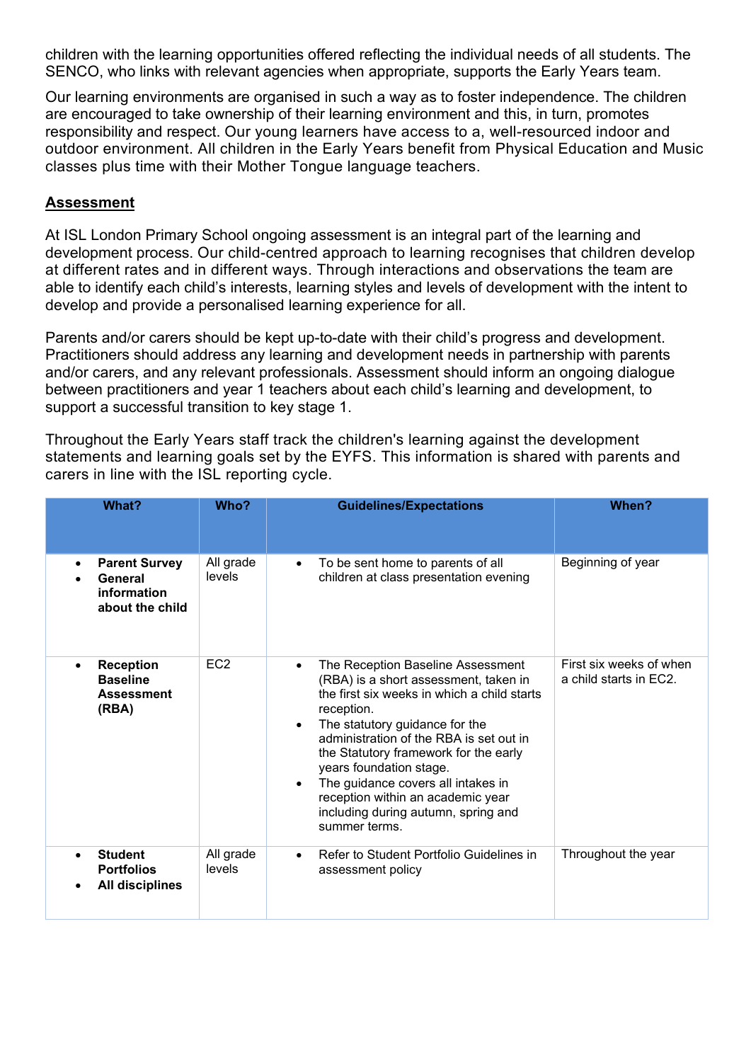children with the learning opportunities offered reflecting the individual needs of all students. The SENCO, who links with relevant agencies when appropriate, supports the Early Years team.

Our learning environments are organised in such a way as to foster independence. The children are encouraged to take ownership of their learning environment and this, in turn, promotes responsibility and respect. Our young learners have access to a, well-resourced indoor and outdoor environment. All children in the Early Years benefit from Physical Education and Music classes plus time with their Mother Tongue language teachers.

## Assessment

At ISL London Primary School ongoing assessment is an integral part of the learning and development process. Our child-centred approach to learning recognises that children develop at different rates and in different ways. Through interactions and observations the team are able to identify each child's interests, learning styles and levels of development with the intent to develop and provide a personalised learning experience for all.

Parents and/or carers should be kept up-to-date with their child's progress and development. Practitioners should address any learning and development needs in partnership with parents and/or carers, and any relevant professionals. Assessment should inform an ongoing dialogue between practitioners and year 1 teachers about each child's learning and development, to support a successful transition to key stage 1.

Throughout the Early Years staff track the children's learning against the development statements and learning goals set by the EYFS. This information is shared with parents and carers in line with the ISL reporting cycle.

| What? | Who? | Guidelines/Expectations | When? |
|---|---|---|---|
| • **Parent Survey**<br>• **General information about the child** | All grade levels | • To be sent home to parents of all children at class presentation evening | Beginning of year |
| • **Reception Baseline Assessment (RBA)** | EC2 | • The Reception Baseline Assessment (RBA) is a short assessment, taken in the first six weeks in which a child starts reception.<br>• The statutory guidance for the administration of the RBA is set out in the Statutory framework for the early years foundation stage.<br>• The guidance covers all intakes in reception within an academic year including during autumn, spring and summer terms. | First six weeks of when a child starts in EC2. |
| • **Student Portfolios**<br>• **All disciplines** | All grade levels | • Refer to Student Portfolio Guidelines in assessment policy | Throughout the year |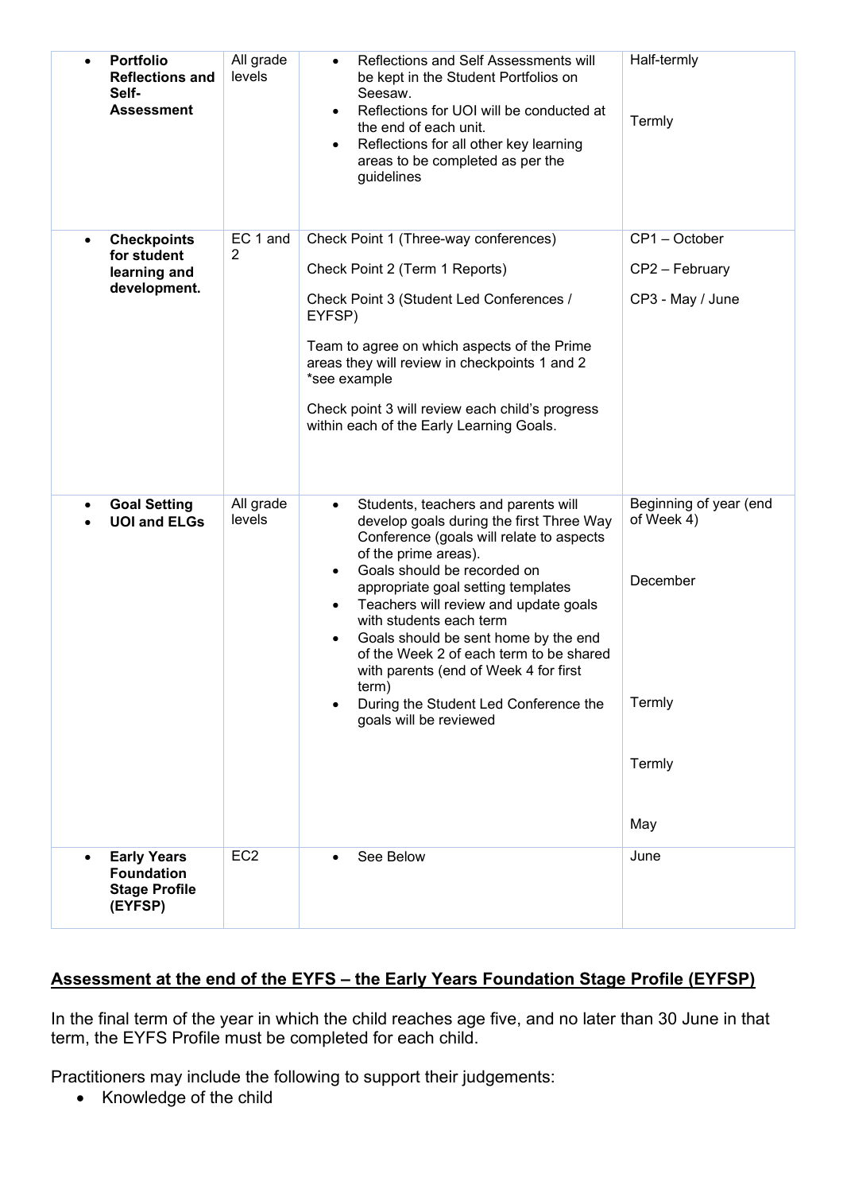| | | | |
|---|---|---|---|
| • **Portfolio Reflections and Self-Assessment** | All grade levels | • Reflections and Self Assessments will be kept in the Student Portfolios on Seesaw.<br>• Reflections for UOI will be conducted at the end of each unit.<br>• Reflections for all other key learning areas to be completed as per the guidelines | Half-termly<br><br>Termly |
| • **Checkpoints for student learning and development.** | EC 1 and 2 | Check Point 1 (Three-way conferences)<br><br>Check Point 2 (Term 1 Reports)<br><br>Check Point 3 (Student Led Conferences / EYFSP)<br><br>Team to agree on which aspects of the Prime areas they will review in checkpoints 1 and 2 *see example<br><br>Check point 3 will review each child's progress within each of the Early Learning Goals. | CP1 – October<br><br>CP2 – February<br><br>CP3 - May / June |
| • **Goal Setting**<br>• **UOI and ELGs** | All grade levels | • Students, teachers and parents will develop goals during the first Three Way Conference (goals will relate to aspects of the prime areas).<br>• Goals should be recorded on appropriate goal setting templates<br>• Teachers will review and update goals with students each term<br>• Goals should be sent home by the end of the Week 2 of each term to be shared with parents (end of Week 4 for first term)<br>• During the Student Led Conference the goals will be reviewed | Beginning of year (end of Week 4)<br><br>December<br><br>Termly<br><br>Termly<br><br>May |
| • **Early Years Foundation Stage Profile (EYFSP)** | EC2 | • See Below | June |

## Assessment at the end of the EYFS – the Early Years Foundation Stage Profile (EYFSP)

In the final term of the year in which the child reaches age five, and no later than 30 June in that term, the EYFS Profile must be completed for each child.

Practitioners may include the following to support their judgements:

- Knowledge of the child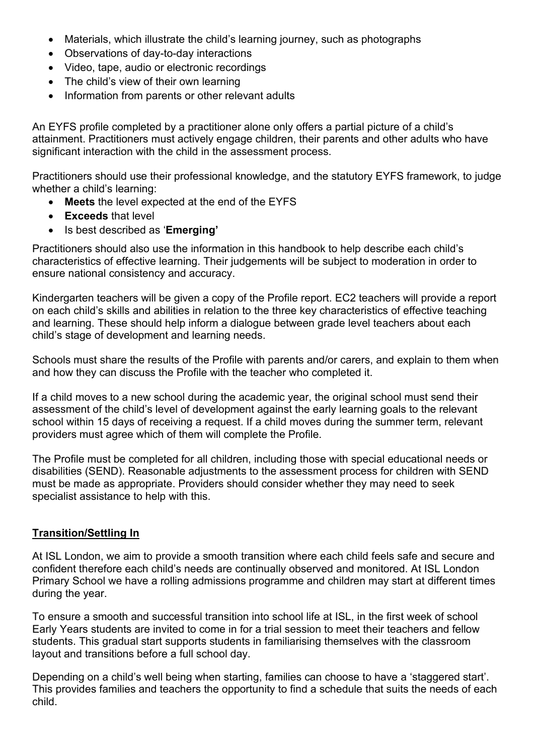- Materials, which illustrate the child's learning journey, such as photographs
- Observations of day-to-day interactions
- Video, tape, audio or electronic recordings
- The child's view of their own learning
- Information from parents or other relevant adults

An EYFS profile completed by a practitioner alone only offers a partial picture of a child's attainment. Practitioners must actively engage children, their parents and other adults who have significant interaction with the child in the assessment process.

Practitioners should use their professional knowledge, and the statutory EYFS framework, to judge whether a child's learning:

- **Meets** the level expected at the end of the EYFS
- **Exceeds** that level
- Is best described as '**Emerging'**

Practitioners should also use the information in this handbook to help describe each child's characteristics of effective learning. Their judgements will be subject to moderation in order to ensure national consistency and accuracy.

Kindergarten teachers will be given a copy of the Profile report. EC2 teachers will provide a report on each child's skills and abilities in relation to the three key characteristics of effective teaching and learning. These should help inform a dialogue between grade level teachers about each child's stage of development and learning needs.

Schools must share the results of the Profile with parents and/or carers, and explain to them when and how they can discuss the Profile with the teacher who completed it.

If a child moves to a new school during the academic year, the original school must send their assessment of the child's level of development against the early learning goals to the relevant school within 15 days of receiving a request. If a child moves during the summer term, relevant providers must agree which of them will complete the Profile.

The Profile must be completed for all children, including those with special educational needs or disabilities (SEND). Reasonable adjustments to the assessment process for children with SEND must be made as appropriate. Providers should consider whether they may need to seek specialist assistance to help with this.

## Transition/Settling In

At ISL London, we aim to provide a smooth transition where each child feels safe and secure and confident therefore each child's needs are continually observed and monitored. At ISL London Primary School we have a rolling admissions programme and children may start at different times during the year.

To ensure a smooth and successful transition into school life at ISL, in the first week of school Early Years students are invited to come in for a trial session to meet their teachers and fellow students. This gradual start supports students in familiarising themselves with the classroom layout and transitions before a full school day.

Depending on a child's well being when starting, families can choose to have a 'staggered start'. This provides families and teachers the opportunity to find a schedule that suits the needs of each child.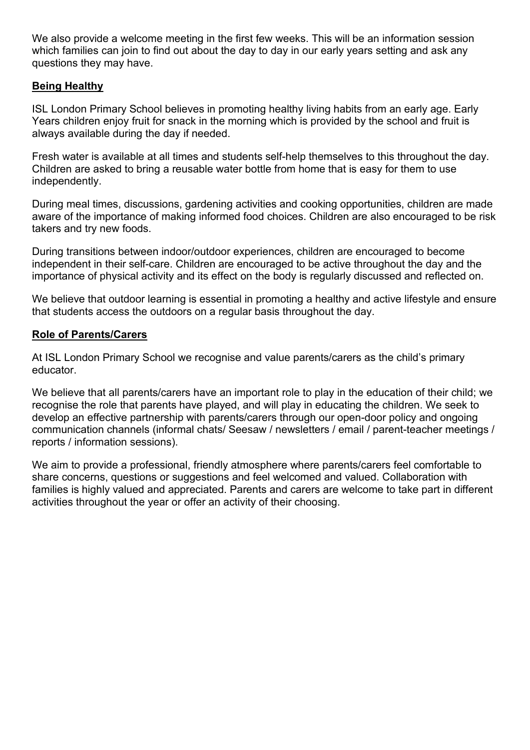We also provide a welcome meeting in the first few weeks. This will be an information session which families can join to find out about the day to day in our early years setting and ask any questions they may have.

## Being Healthy

ISL London Primary School believes in promoting healthy living habits from an early age. Early Years children enjoy fruit for snack in the morning which is provided by the school and fruit is always available during the day if needed.

Fresh water is available at all times and students self-help themselves to this throughout the day. Children are asked to bring a reusable water bottle from home that is easy for them to use independently.

During meal times, discussions, gardening activities and cooking opportunities, children are made aware of the importance of making informed food choices. Children are also encouraged to be risk takers and try new foods.

During transitions between indoor/outdoor experiences, children are encouraged to become independent in their self-care. Children are encouraged to be active throughout the day and the importance of physical activity and its effect on the body is regularly discussed and reflected on.

We believe that outdoor learning is essential in promoting a healthy and active lifestyle and ensure that students access the outdoors on a regular basis throughout the day.

## Role of Parents/Carers

At ISL London Primary School we recognise and value parents/carers as the child's primary educator.

We believe that all parents/carers have an important role to play in the education of their child; we recognise the role that parents have played, and will play in educating the children. We seek to develop an effective partnership with parents/carers through our open-door policy and ongoing communication channels (informal chats/ Seesaw / newsletters / email / parent-teacher meetings / reports / information sessions).

We aim to provide a professional, friendly atmosphere where parents/carers feel comfortable to share concerns, questions or suggestions and feel welcomed and valued. Collaboration with families is highly valued and appreciated. Parents and carers are welcome to take part in different activities throughout the year or offer an activity of their choosing.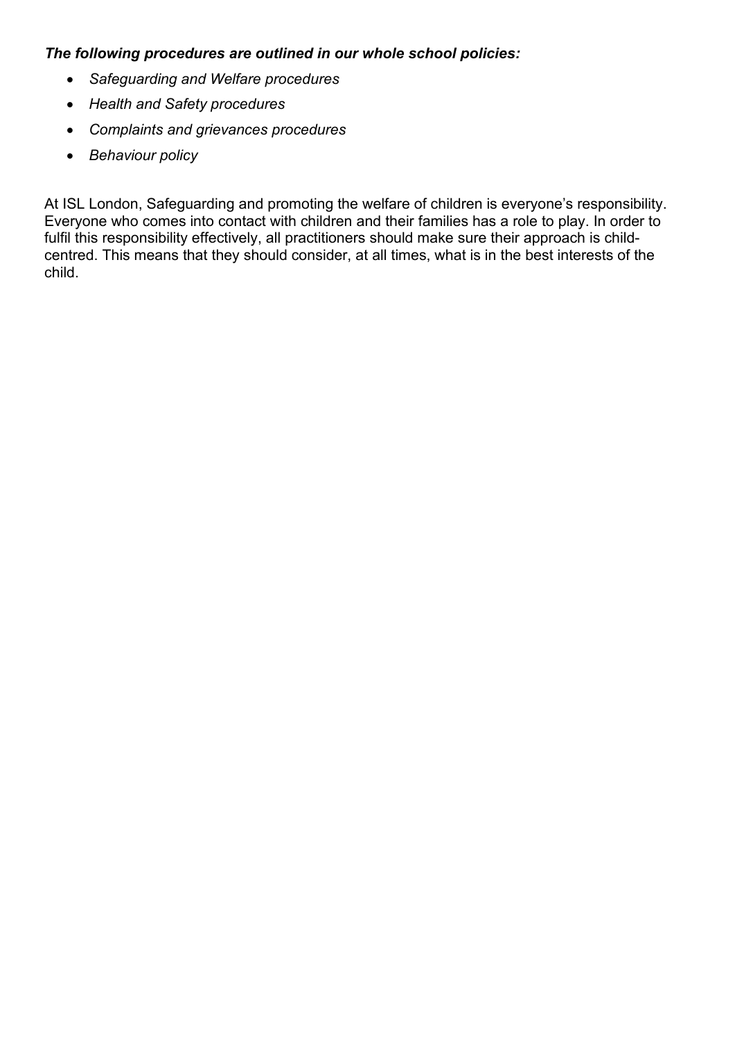***The following procedures are outlined in our whole school policies:***

- *Safeguarding and Welfare procedures*
- *Health and Safety procedures*
- *Complaints and grievances procedures*
- *Behaviour policy*

At ISL London, Safeguarding and promoting the welfare of children is everyone's responsibility. Everyone who comes into contact with children and their families has a role to play. In order to fulfil this responsibility effectively, all practitioners should make sure their approach is child-centred. This means that they should consider, at all times, what is in the best interests of the child.